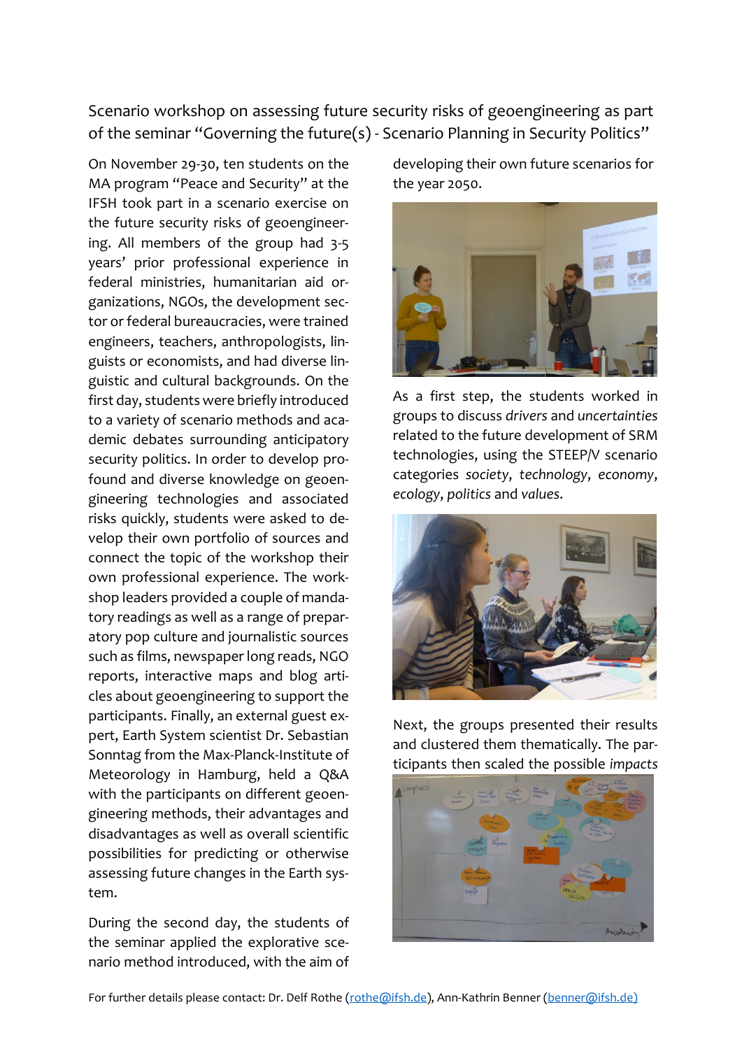# Scenario workshop on assessing future security risks of geoengineering as part of the seminar "Governing the future(s) - Scenario Planning in Security Politics"

On November 29-30, ten students on the MA program "Peace and Security" at the IFSH took part in a scenario exercise on the future security risks of geoengineering. All members of the group had 3-5 years' prior professional experience in federal ministries, humanitarian aid organizations, NGOs, the development sector or federal bureaucracies, were trained engineers, teachers, anthropologists, linguists or economists, and had diverse linguistic and cultural backgrounds. On the first day, students were briefly introduced to a variety of scenario methods and academic debates surrounding anticipatory security politics. In order to develop profound and diverse knowledge on geoengineering technologies and associated risks quickly, students were asked to develop their own portfolio of sources and connect the topic of the workshop their own professional experience. The workshop leaders provided a couple of mandatory readings as well as a range of preparatory pop culture and journalistic sources such as films, newspaper long reads, NGO reports, interactive maps and blog articles about geoengineering to support the participants. Finally, an external guest expert, Earth System scientist Dr. Sebastian Sonntag from the Max-Planck-Institute of Meteorology in Hamburg, held a Q&A with the participants on different geoengineering methods, their advantages and disadvantages as well as overall scientific possibilities for predicting or otherwise assessing future changes in the Earth system.

During the second day, the students of the seminar applied the explorative scenario method introduced, with the aim of developing their own future scenarios for the year 2050.

As a first step, the students worked in groups to discuss *drivers* and *uncertainties* related to the future development of SRM technologies, using the STEEP/V scenario categories *society*, *technology*, *economy*, *ecology*, *politics* and *values*.

Next, the groups presented their results and clustered them thematically. The participants then scaled the possible *impacts*

For further details please contact: Dr. Delf Rothe (rothe@ifsh.de), Ann-Kathrin Benner (benner@ifsh.de)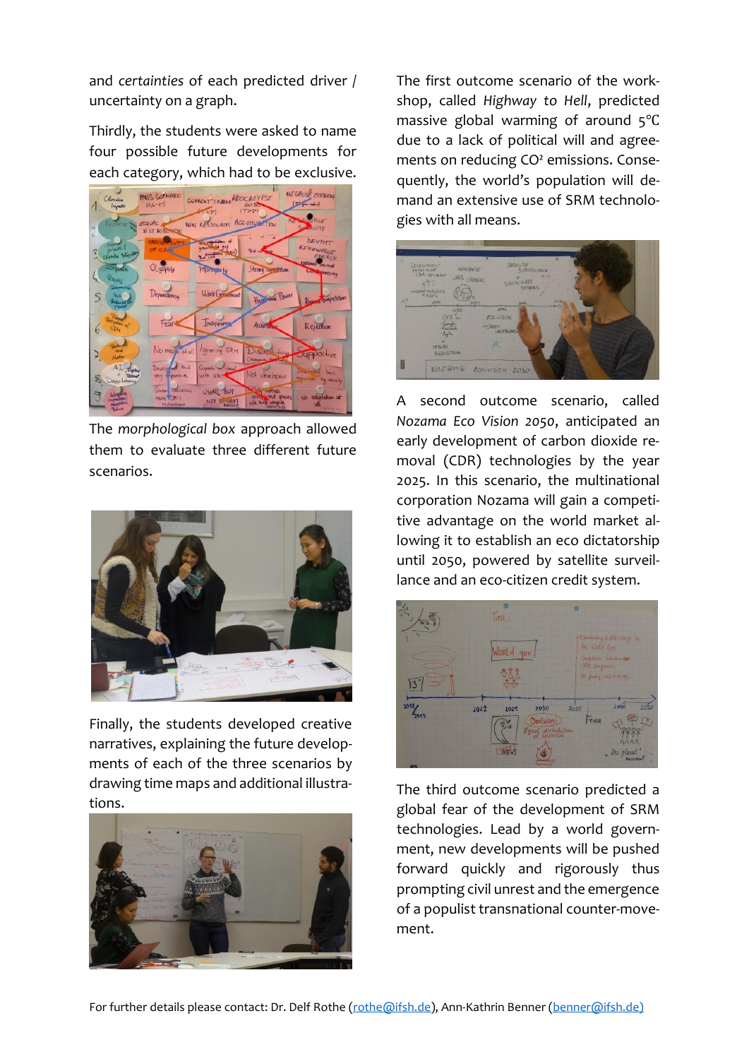and *certainties* of each predicted driver / uncertainty on a graph.

Thirdly, the students were asked to name four possible future developments for each category, which had to be exclusive.

The *morphological box* approach allowed them to evaluate three different future scenarios.

Finally, the students developed creative narratives, explaining the future developments of each of the three scenarios by drawing time maps and additional illustrations.

The first outcome scenario of the workshop, called *Highway to Hell*, predicted massive global warming of around 5°C due to a lack of political will and agreements on reducing $CO^2$ emissions. Consequently, the world's population will demand an extensive use of SRM technologies with all means.

A second outcome scenario, called *Nozama Eco Vision 2050*, anticipated an early development of carbon dioxide removal (CDR) technologies by the year 2025. In this scenario, the multinational corporation Nozama will gain a competitive advantage on the world market allowing it to establish an eco dictatorship until 2050, powered by satellite surveillance and an eco-citizen credit system.

The third outcome scenario predicted a global fear of the development of SRM technologies. Lead by a world government, new developments will be pushed forward quickly and rigorously thus prompting civil unrest and the emergence of a populist transnational counter-movement.

For further details please contact: Dr. Delf Rothe (rothe@ifsh.de), Ann-Kathrin Benner (benner@ifsh.de)